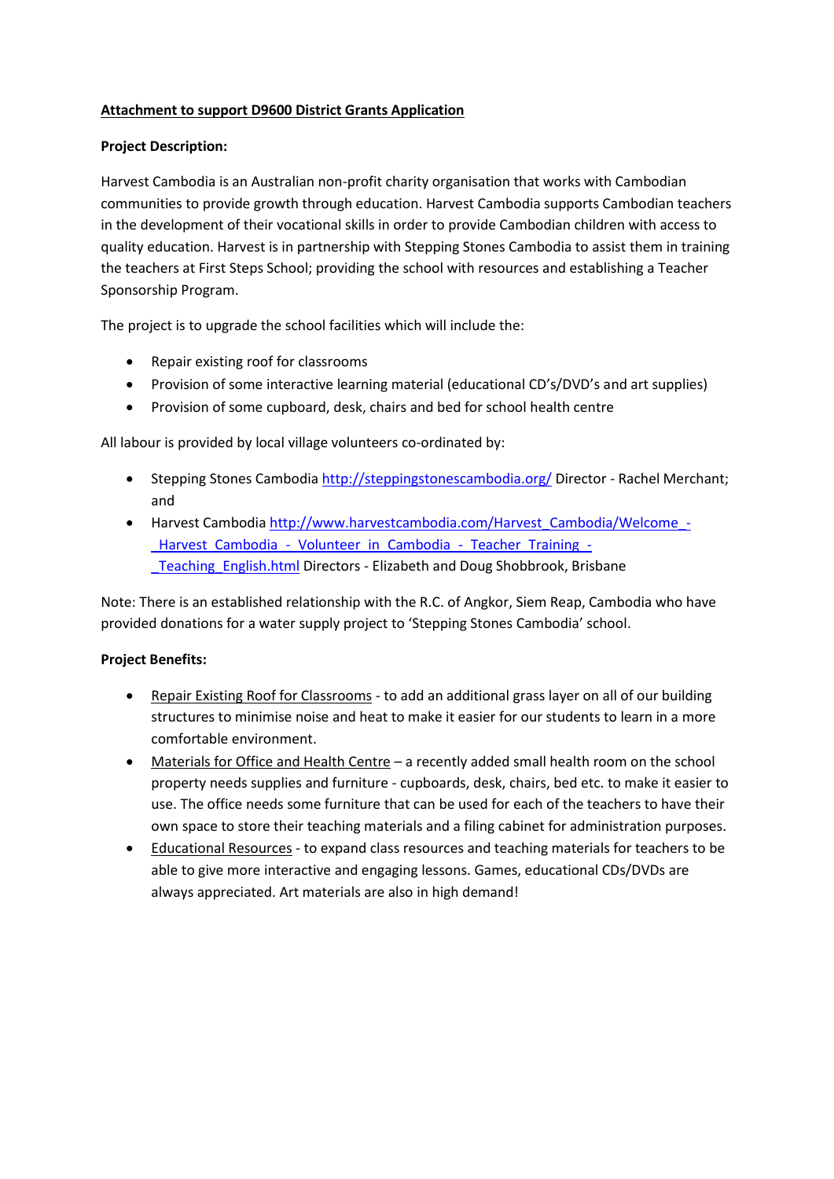**<u>Attachment to support D9600 District Grants Application</u>**

**Project Description:**

Harvest Cambodia is an Australian non-profit charity organisation that works with Cambodian communities to provide growth through education. Harvest Cambodia supports Cambodian teachers in the development of their vocational skills in order to provide Cambodian children with access to quality education. Harvest is in partnership with Stepping Stones Cambodia to assist them in training the teachers at First Steps School; providing the school with resources and establishing a Teacher Sponsorship Program.

The project is to upgrade the school facilities which will include the:

- Repair existing roof for classrooms
- Provision of some interactive learning material (educational CD's/DVD's and art supplies)
- Provision of some cupboard, desk, chairs and bed for school health centre

All labour is provided by local village volunteers co-ordinated by:

- Stepping Stones Cambodia http://steppingstonescambodia.org/ Director - Rachel Merchant; and
- Harvest Cambodia http://www.harvestcambodia.com/Harvest_Cambodia/Welcome_-_Harvest_Cambodia_-_Volunteer_in_Cambodia_-_Teacher_Training_-_Teaching_English.html Directors - Elizabeth and Doug Shobbrook, Brisbane

Note: There is an established relationship with the R.C. of Angkor, Siem Reap, Cambodia who have provided donations for a water supply project to 'Stepping Stones Cambodia' school.

**Project Benefits:**

- <u>Repair Existing Roof for Classrooms</u> - to add an additional grass layer on all of our building structures to minimise noise and heat to make it easier for our students to learn in a more comfortable environment.
- <u>Materials for Office and Health Centre</u> – a recently added small health room on the school property needs supplies and furniture - cupboards, desk, chairs, bed etc. to make it easier to use. The office needs some furniture that can be used for each of the teachers to have their own space to store their teaching materials and a filing cabinet for administration purposes.
- <u>Educational Resources</u> - to expand class resources and teaching materials for teachers to be able to give more interactive and engaging lessons. Games, educational CDs/DVDs are always appreciated. Art materials are also in high demand!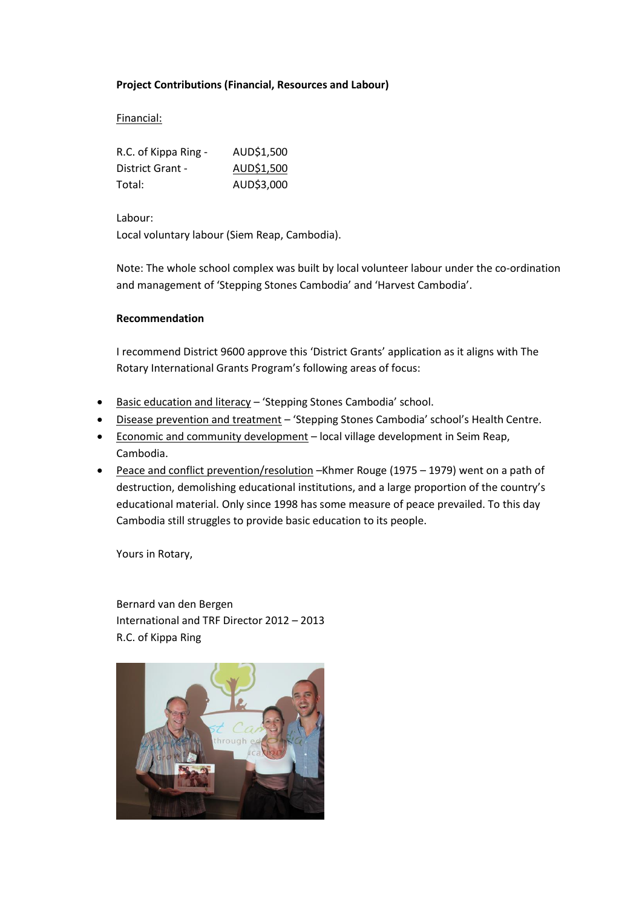**Project Contributions (Financial, Resources and Labour)**

Financial:

| | |
|---|---|
| R.C. of Kippa Ring - | AUD$1,500 |
| District Grant - | AUD$1,500 |
| Total: | AUD$3,000 |

Labour:
Local voluntary labour (Siem Reap, Cambodia).

Note: The whole school complex was built by local volunteer labour under the co-ordination and management of 'Stepping Stones Cambodia' and 'Harvest Cambodia'.

**Recommendation**

I recommend District 9600 approve this 'District Grants' application as it aligns with The Rotary International Grants Program's following areas of focus:

- Basic education and literacy – 'Stepping Stones Cambodia' school.
- Disease prevention and treatment – 'Stepping Stones Cambodia' school's Health Centre.
- Economic and community development – local village development in Seim Reap, Cambodia.
- Peace and conflict prevention/resolution –Khmer Rouge (1975 – 1979) went on a path of destruction, demolishing educational institutions, and a large proportion of the country's educational material. Only since 1998 has some measure of peace prevailed. To this day Cambodia still struggles to provide basic education to its people.

Yours in Rotary,

Bernard van den Bergen
International and TRF Director 2012 – 2013
R.C. of Kippa Ring